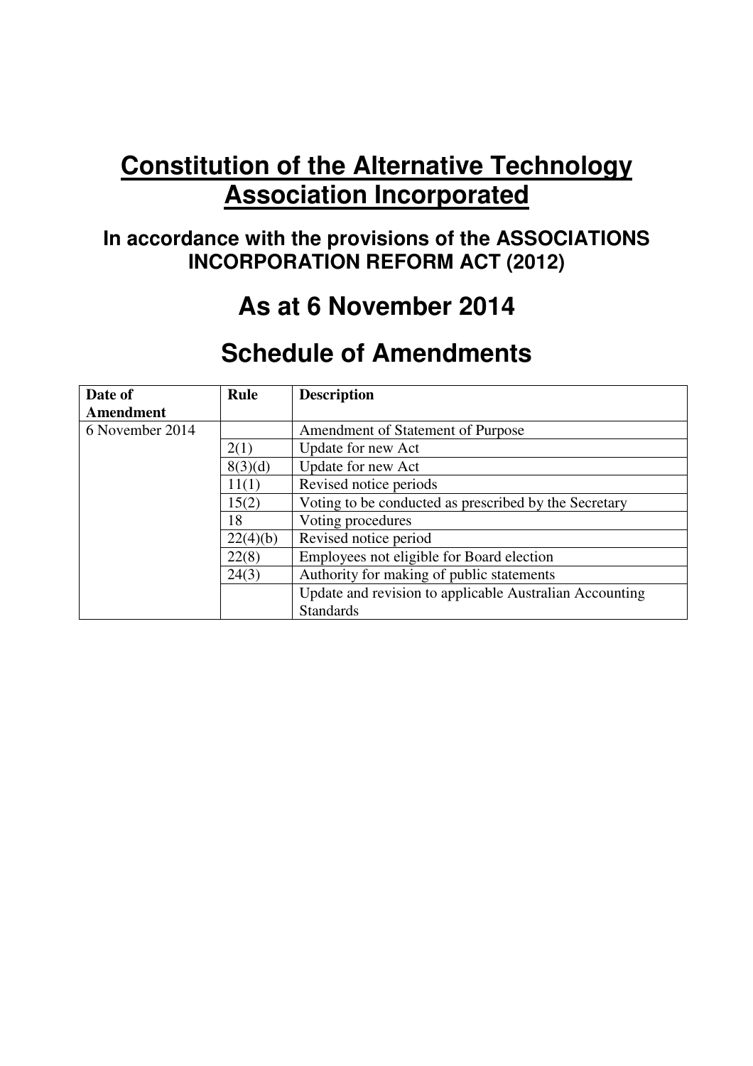# Constitution of the Alternative Technology Association Incorporated

## In accordance with the provisions of the ASSOCIATIONS INCORPORATION REFORM ACT (2012)

## As at 6 November 2014

## Schedule of Amendments

| Date of Amendment | Rule | Description |
|---|---|---|
| 6 November 2014 | | Amendment of Statement of Purpose |
| | 2(1) | Update for new Act |
| | 8(3)(d) | Update for new Act |
| | 11(1) | Revised notice periods |
| | 15(2) | Voting to be conducted as prescribed by the Secretary |
| | 18 | Voting procedures |
| | 22(4)(b) | Revised notice period |
| | 22(8) | Employees not eligible for Board election |
| | 24(3) | Authority for making of public statements |
| | | Update and revision to applicable Australian Accounting Standards |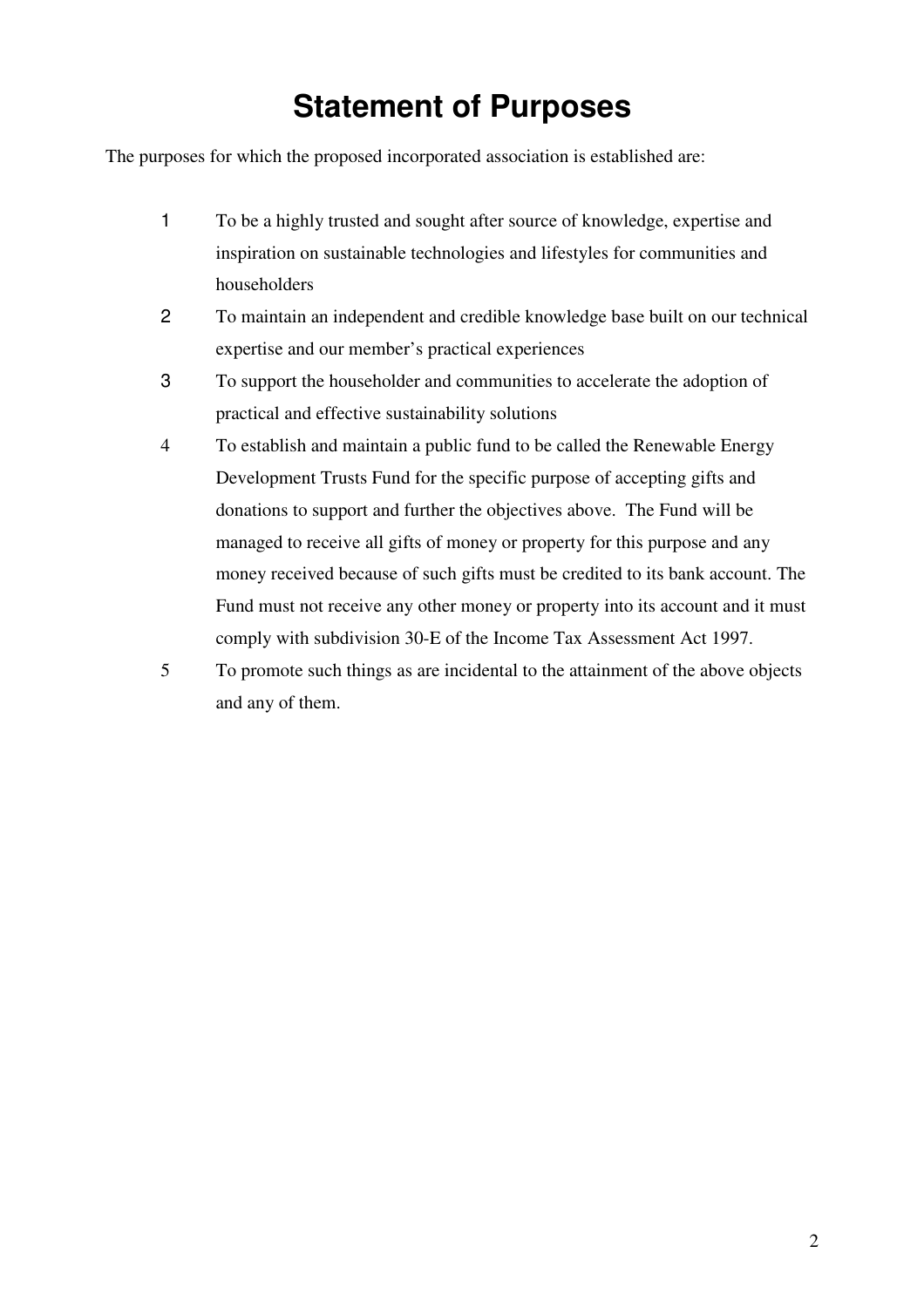# Statement of Purposes

The purposes for which the proposed incorporated association is established are:

1. To be a highly trusted and sought after source of knowledge, expertise and inspiration on sustainable technologies and lifestyles for communities and householders
2. To maintain an independent and credible knowledge base built on our technical expertise and our member's practical experiences
3. To support the householder and communities to accelerate the adoption of practical and effective sustainability solutions
4. To establish and maintain a public fund to be called the Renewable Energy Development Trusts Fund for the specific purpose of accepting gifts and donations to support and further the objectives above. The Fund will be managed to receive all gifts of money or property for this purpose and any money received because of such gifts must be credited to its bank account. The Fund must not receive any other money or property into its account and it must comply with subdivision 30-E of the Income Tax Assessment Act 1997.
5. To promote such things as are incidental to the attainment of the above objects and any of them.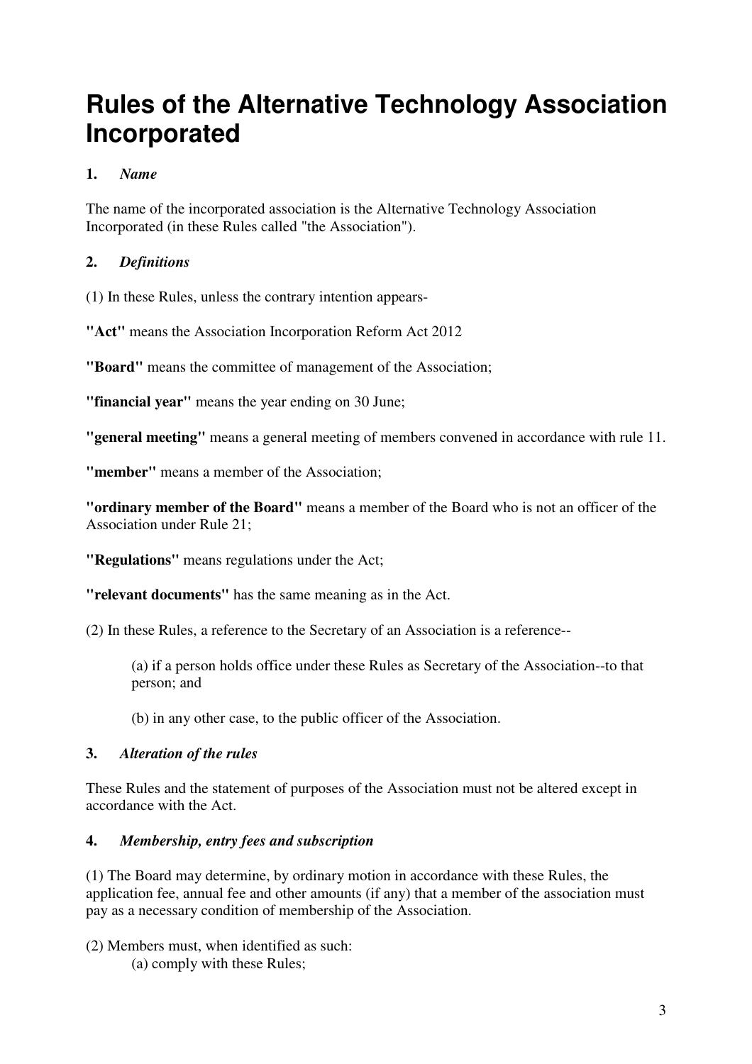# Rules of the Alternative Technology Association Incorporated

**1.** ***Name***

The name of the incorporated association is the Alternative Technology Association Incorporated (in these Rules called "the Association").

**2.** ***Definitions***

(1) In these Rules, unless the contrary intention appears-

**"Act"** means the Association Incorporation Reform Act 2012

**"Board"** means the committee of management of the Association;

**"financial year"** means the year ending on 30 June;

**"general meeting"** means a general meeting of members convened in accordance with rule 11.

**"member"** means a member of the Association;

**"ordinary member of the Board"** means a member of the Board who is not an officer of the Association under Rule 21;

**"Regulations"** means regulations under the Act;

**"relevant documents"** has the same meaning as in the Act.

(2) In these Rules, a reference to the Secretary of an Association is a reference--

> (a) if a person holds office under these Rules as Secretary of the Association--to that person; and
>
> (b) in any other case, to the public officer of the Association.

**3.** ***Alteration of the rules***

These Rules and the statement of purposes of the Association must not be altered except in accordance with the Act.

**4.** ***Membership, entry fees and subscription***

(1) The Board may determine, by ordinary motion in accordance with these Rules, the application fee, annual fee and other amounts (if any) that a member of the association must pay as a necessary condition of membership of the Association.

(2) Members must, when identified as such:

> (a) comply with these Rules;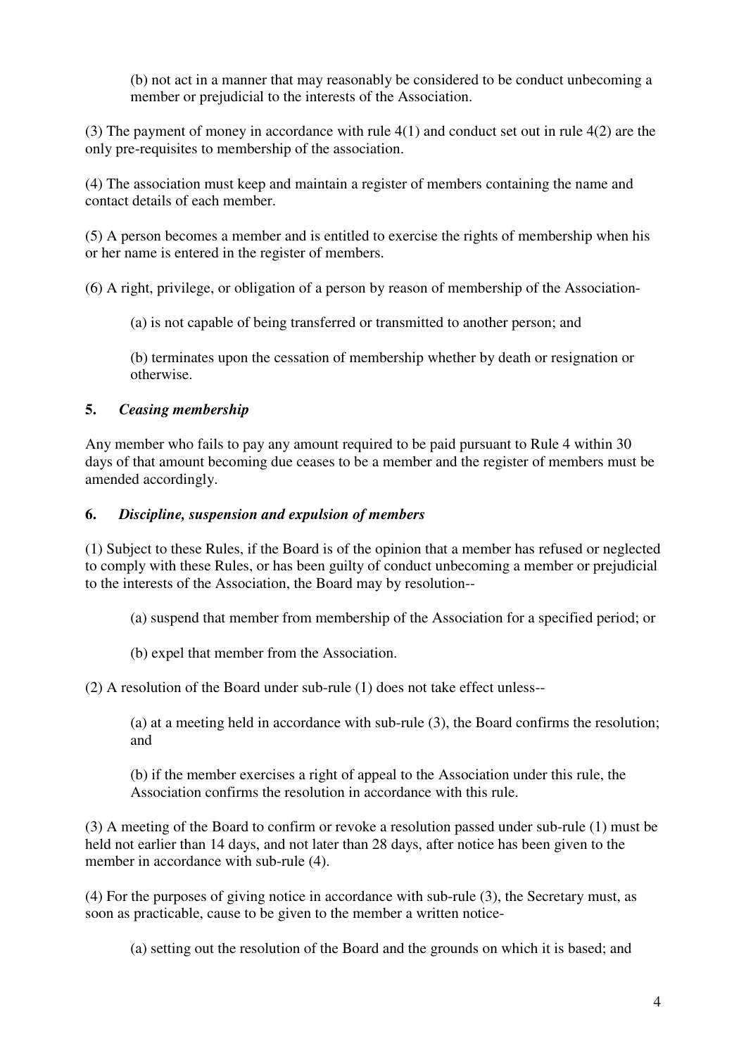(b) not act in a manner that may reasonably be considered to be conduct unbecoming a member or prejudicial to the interests of the Association.

(3) The payment of money in accordance with rule 4(1) and conduct set out in rule 4(2) are the only pre-requisites to membership of the association.

(4) The association must keep and maintain a register of members containing the name and contact details of each member.

(5) A person becomes a member and is entitled to exercise the rights of membership when his or her name is entered in the register of members.

(6) A right, privilege, or obligation of a person by reason of membership of the Association-

(a) is not capable of being transferred or transmitted to another person; and

(b) terminates upon the cessation of membership whether by death or resignation or otherwise.

### 5. *Ceasing membership*

Any member who fails to pay any amount required to be paid pursuant to Rule 4 within 30 days of that amount becoming due ceases to be a member and the register of members must be amended accordingly.

### 6. *Discipline, suspension and expulsion of members*

(1) Subject to these Rules, if the Board is of the opinion that a member has refused or neglected to comply with these Rules, or has been guilty of conduct unbecoming a member or prejudicial to the interests of the Association, the Board may by resolution--

(a) suspend that member from membership of the Association for a specified period; or

(b) expel that member from the Association.

(2) A resolution of the Board under sub-rule (1) does not take effect unless--

(a) at a meeting held in accordance with sub-rule (3), the Board confirms the resolution; and

(b) if the member exercises a right of appeal to the Association under this rule, the Association confirms the resolution in accordance with this rule.

(3) A meeting of the Board to confirm or revoke a resolution passed under sub-rule (1) must be held not earlier than 14 days, and not later than 28 days, after notice has been given to the member in accordance with sub-rule (4).

(4) For the purposes of giving notice in accordance with sub-rule (3), the Secretary must, as soon as practicable, cause to be given to the member a written notice-

(a) setting out the resolution of the Board and the grounds on which it is based; and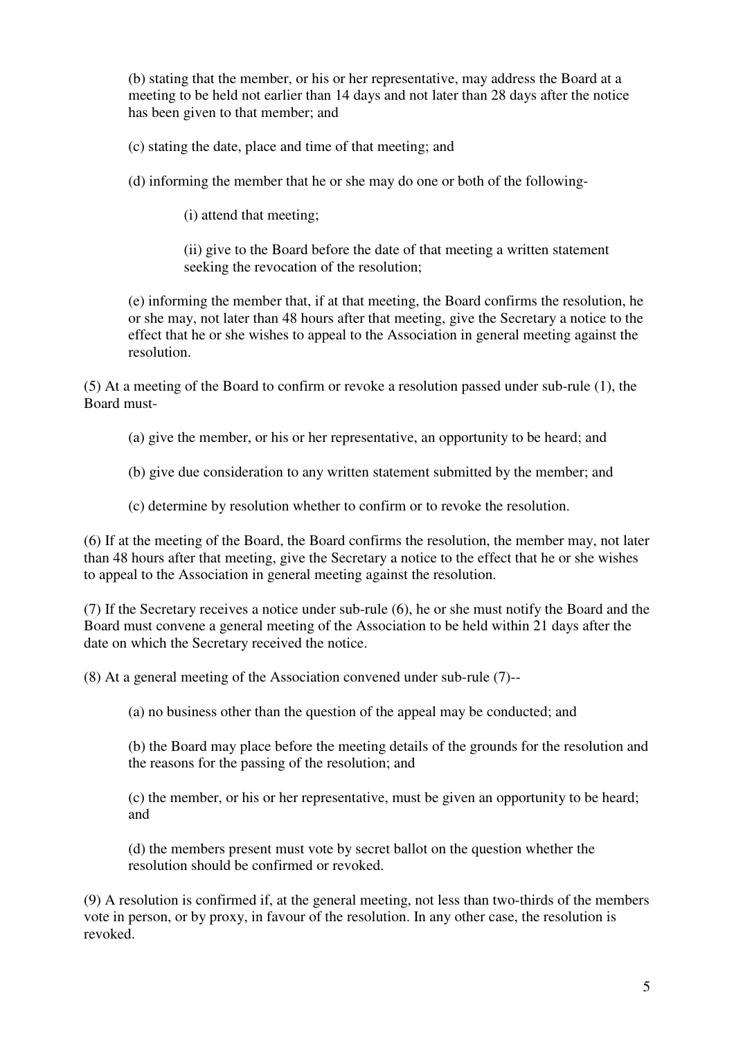(b) stating that the member, or his or her representative, may address the Board at a meeting to be held not earlier than 14 days and not later than 28 days after the notice has been given to that member; and

(c) stating the date, place and time of that meeting; and

(d) informing the member that he or she may do one or both of the following-

(i) attend that meeting;

(ii) give to the Board before the date of that meeting a written statement seeking the revocation of the resolution;

(e) informing the member that, if at that meeting, the Board confirms the resolution, he or she may, not later than 48 hours after that meeting, give the Secretary a notice to the effect that he or she wishes to appeal to the Association in general meeting against the resolution.

(5) At a meeting of the Board to confirm or revoke a resolution passed under sub-rule (1), the Board must-

(a) give the member, or his or her representative, an opportunity to be heard; and

(b) give due consideration to any written statement submitted by the member; and

(c) determine by resolution whether to confirm or to revoke the resolution.

(6) If at the meeting of the Board, the Board confirms the resolution, the member may, not later than 48 hours after that meeting, give the Secretary a notice to the effect that he or she wishes to appeal to the Association in general meeting against the resolution.

(7) If the Secretary receives a notice under sub-rule (6), he or she must notify the Board and the Board must convene a general meeting of the Association to be held within 21 days after the date on which the Secretary received the notice.

(8) At a general meeting of the Association convened under sub-rule (7)--

(a) no business other than the question of the appeal may be conducted; and

(b) the Board may place before the meeting details of the grounds for the resolution and the reasons for the passing of the resolution; and

(c) the member, or his or her representative, must be given an opportunity to be heard; and

(d) the members present must vote by secret ballot on the question whether the resolution should be confirmed or revoked.

(9) A resolution is confirmed if, at the general meeting, not less than two-thirds of the members vote in person, or by proxy, in favour of the resolution. In any other case, the resolution is revoked.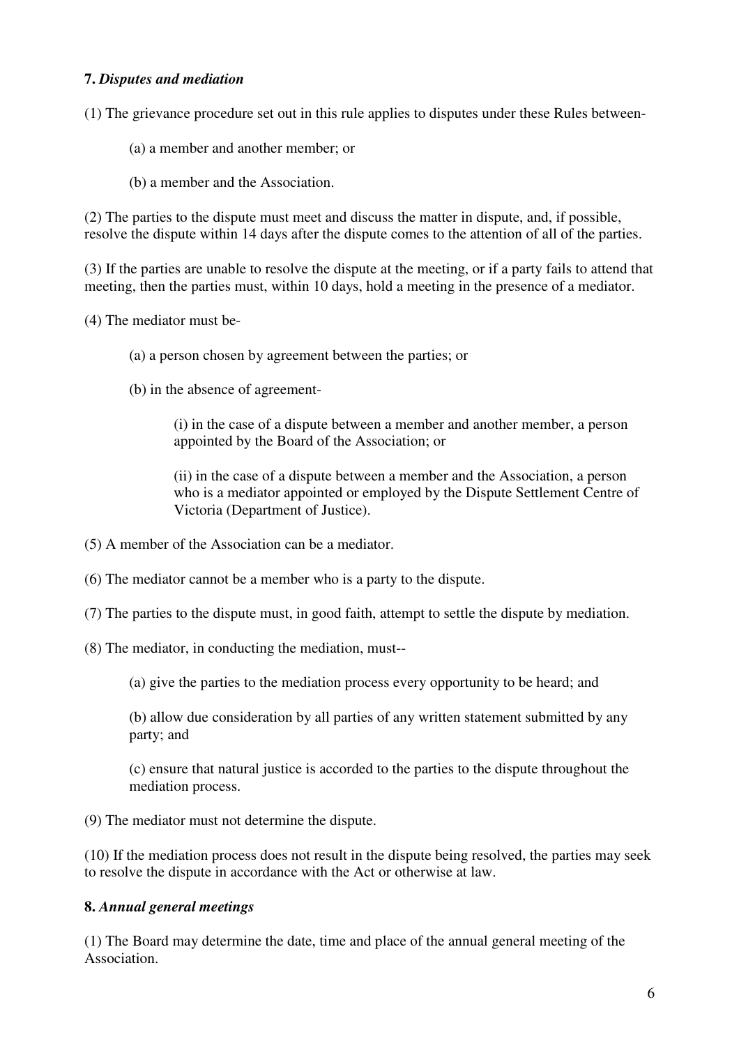**7.** ***Disputes and mediation***

(1) The grievance procedure set out in this rule applies to disputes under these Rules between-

(a) a member and another member; or

(b) a member and the Association.

(2) The parties to the dispute must meet and discuss the matter in dispute, and, if possible, resolve the dispute within 14 days after the dispute comes to the attention of all of the parties.

(3) If the parties are unable to resolve the dispute at the meeting, or if a party fails to attend that meeting, then the parties must, within 10 days, hold a meeting in the presence of a mediator.

(4) The mediator must be-

(a) a person chosen by agreement between the parties; or

(b) in the absence of agreement-

(i) in the case of a dispute between a member and another member, a person appointed by the Board of the Association; or

(ii) in the case of a dispute between a member and the Association, a person who is a mediator appointed or employed by the Dispute Settlement Centre of Victoria (Department of Justice).

(5) A member of the Association can be a mediator.

(6) The mediator cannot be a member who is a party to the dispute.

(7) The parties to the dispute must, in good faith, attempt to settle the dispute by mediation.

(8) The mediator, in conducting the mediation, must--

(a) give the parties to the mediation process every opportunity to be heard; and

(b) allow due consideration by all parties of any written statement submitted by any party; and

(c) ensure that natural justice is accorded to the parties to the dispute throughout the mediation process.

(9) The mediator must not determine the dispute.

(10) If the mediation process does not result in the dispute being resolved, the parties may seek to resolve the dispute in accordance with the Act or otherwise at law.

**8.** ***Annual general meetings***

(1) The Board may determine the date, time and place of the annual general meeting of the Association.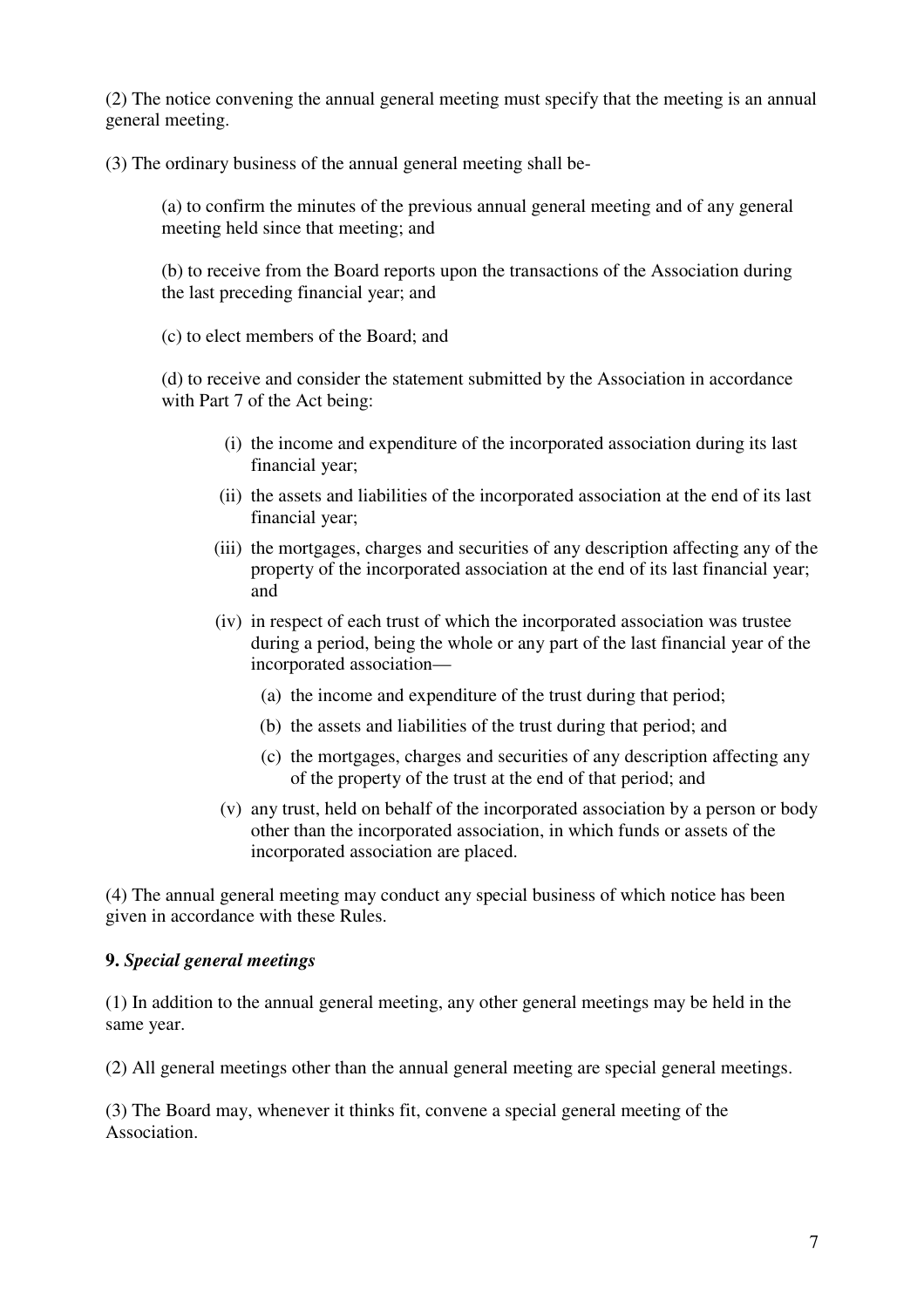(2) The notice convening the annual general meeting must specify that the meeting is an annual general meeting.

(3) The ordinary business of the annual general meeting shall be-

> (a) to confirm the minutes of the previous annual general meeting and of any general meeting held since that meeting; and
>
> (b) to receive from the Board reports upon the transactions of the Association during the last preceding financial year; and
>
> (c) to elect members of the Board; and
>
> (d) to receive and consider the statement submitted by the Association in accordance with Part 7 of the Act being:
>
> > (i) the income and expenditure of the incorporated association during its last financial year;
> >
> > (ii) the assets and liabilities of the incorporated association at the end of its last financial year;
> >
> > (iii) the mortgages, charges and securities of any description affecting any of the property of the incorporated association at the end of its last financial year; and
> >
> > (iv) in respect of each trust of which the incorporated association was trustee during a period, being the whole or any part of the last financial year of the incorporated association—
> >
> > > (a) the income and expenditure of the trust during that period;
> > >
> > > (b) the assets and liabilities of the trust during that period; and
> > >
> > > (c) the mortgages, charges and securities of any description affecting any of the property of the trust at the end of that period; and
> >
> > (v) any trust, held on behalf of the incorporated association by a person or body other than the incorporated association, in which funds or assets of the incorporated association are placed.

(4) The annual general meeting may conduct any special business of which notice has been given in accordance with these Rules.

**9.** ***Special general meetings***

(1) In addition to the annual general meeting, any other general meetings may be held in the same year.

(2) All general meetings other than the annual general meeting are special general meetings.

(3) The Board may, whenever it thinks fit, convene a special general meeting of the Association.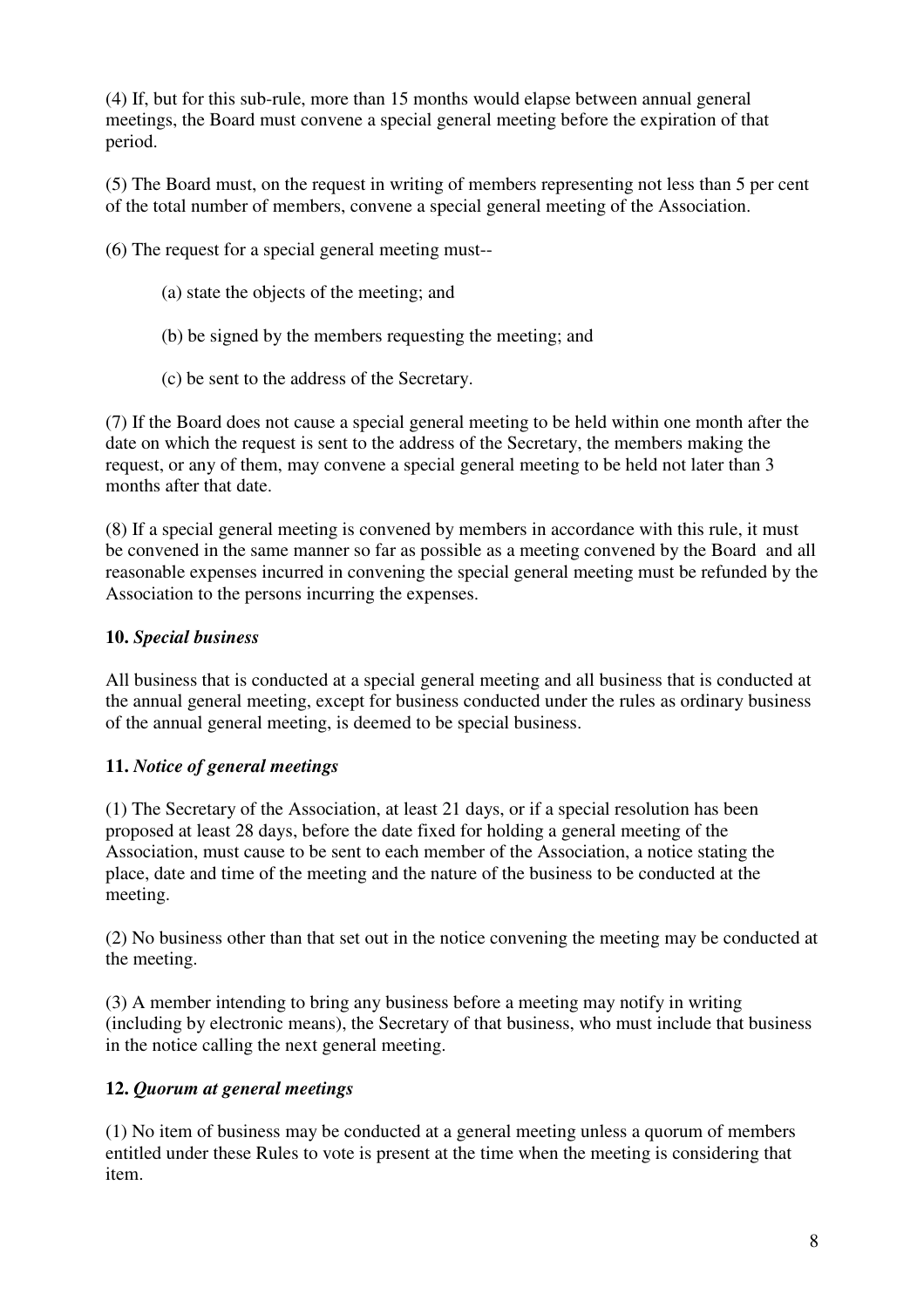(4) If, but for this sub-rule, more than 15 months would elapse between annual general meetings, the Board must convene a special general meeting before the expiration of that period.

(5) The Board must, on the request in writing of members representing not less than 5 per cent of the total number of members, convene a special general meeting of the Association.

(6) The request for a special general meeting must--

(a) state the objects of the meeting; and

(b) be signed by the members requesting the meeting; and

(c) be sent to the address of the Secretary.

(7) If the Board does not cause a special general meeting to be held within one month after the date on which the request is sent to the address of the Secretary, the members making the request, or any of them, may convene a special general meeting to be held not later than 3 months after that date.

(8) If a special general meeting is convened by members in accordance with this rule, it must be convened in the same manner so far as possible as a meeting convened by the Board and all reasonable expenses incurred in convening the special general meeting must be refunded by the Association to the persons incurring the expenses.

**10.** ***Special business***

All business that is conducted at a special general meeting and all business that is conducted at the annual general meeting, except for business conducted under the rules as ordinary business of the annual general meeting, is deemed to be special business.

**11.** ***Notice of general meetings***

(1) The Secretary of the Association, at least 21 days, or if a special resolution has been proposed at least 28 days, before the date fixed for holding a general meeting of the Association, must cause to be sent to each member of the Association, a notice stating the place, date and time of the meeting and the nature of the business to be conducted at the meeting.

(2) No business other than that set out in the notice convening the meeting may be conducted at the meeting.

(3) A member intending to bring any business before a meeting may notify in writing (including by electronic means), the Secretary of that business, who must include that business in the notice calling the next general meeting.

**12.** ***Quorum at general meetings***

(1) No item of business may be conducted at a general meeting unless a quorum of members entitled under these Rules to vote is present at the time when the meeting is considering that item.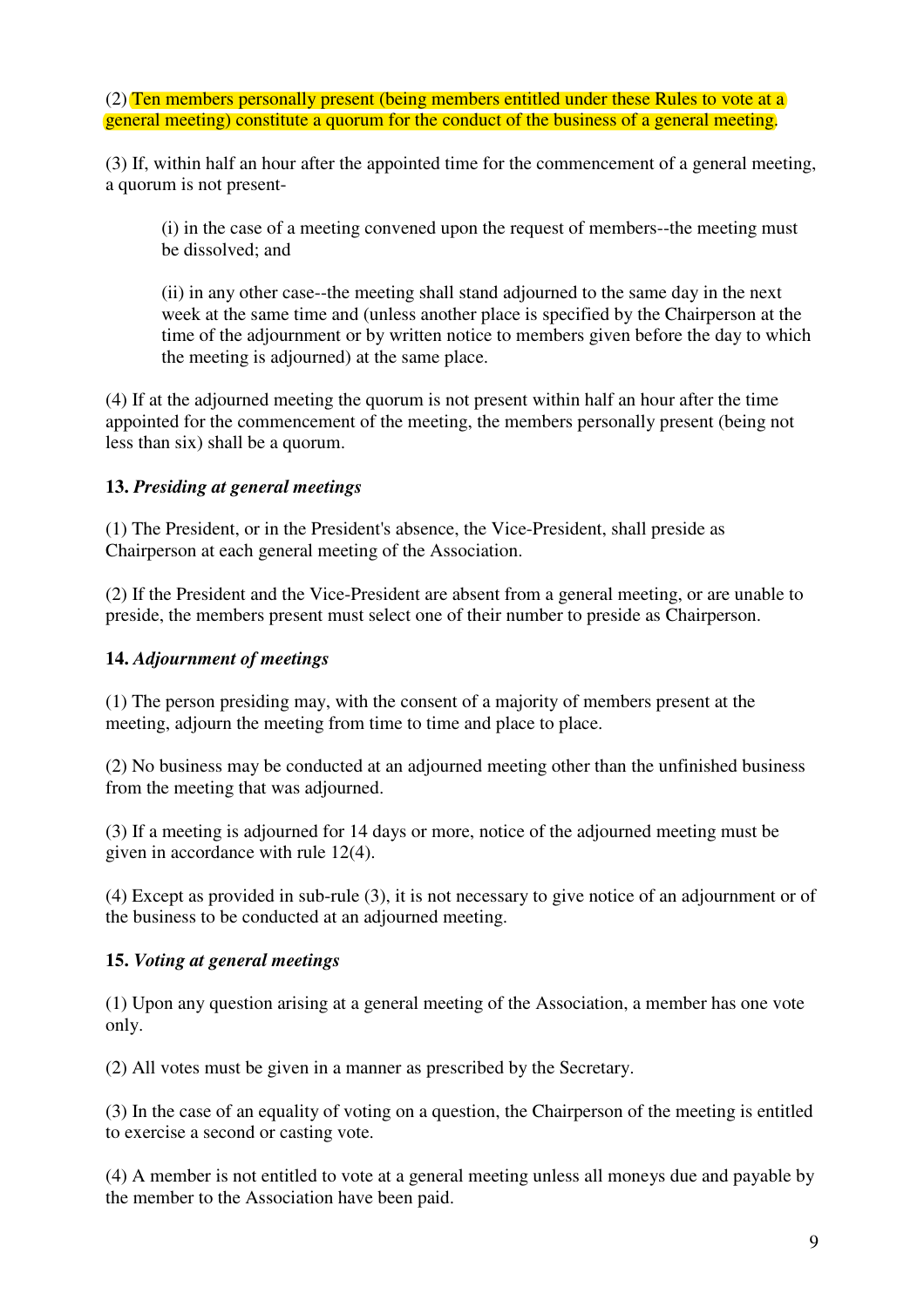(2) Ten members personally present (being members entitled under these Rules to vote at a general meeting) constitute a quorum for the conduct of the business of a general meeting.

(3) If, within half an hour after the appointed time for the commencement of a general meeting, a quorum is not present-

> (i) in the case of a meeting convened upon the request of members--the meeting must be dissolved; and
>
> (ii) in any other case--the meeting shall stand adjourned to the same day in the next week at the same time and (unless another place is specified by the Chairperson at the time of the adjournment or by written notice to members given before the day to which the meeting is adjourned) at the same place.

(4) If at the adjourned meeting the quorum is not present within half an hour after the time appointed for the commencement of the meeting, the members personally present (being not less than six) shall be a quorum.

**13.** ***Presiding at general meetings***

(1) The President, or in the President's absence, the Vice-President, shall preside as Chairperson at each general meeting of the Association.

(2) If the President and the Vice-President are absent from a general meeting, or are unable to preside, the members present must select one of their number to preside as Chairperson.

**14.** ***Adjournment of meetings***

(1) The person presiding may, with the consent of a majority of members present at the meeting, adjourn the meeting from time to time and place to place.

(2) No business may be conducted at an adjourned meeting other than the unfinished business from the meeting that was adjourned.

(3) If a meeting is adjourned for 14 days or more, notice of the adjourned meeting must be given in accordance with rule 12(4).

(4) Except as provided in sub-rule (3), it is not necessary to give notice of an adjournment or of the business to be conducted at an adjourned meeting.

**15.** ***Voting at general meetings***

(1) Upon any question arising at a general meeting of the Association, a member has one vote only.

(2) All votes must be given in a manner as prescribed by the Secretary.

(3) In the case of an equality of voting on a question, the Chairperson of the meeting is entitled to exercise a second or casting vote.

(4) A member is not entitled to vote at a general meeting unless all moneys due and payable by the member to the Association have been paid.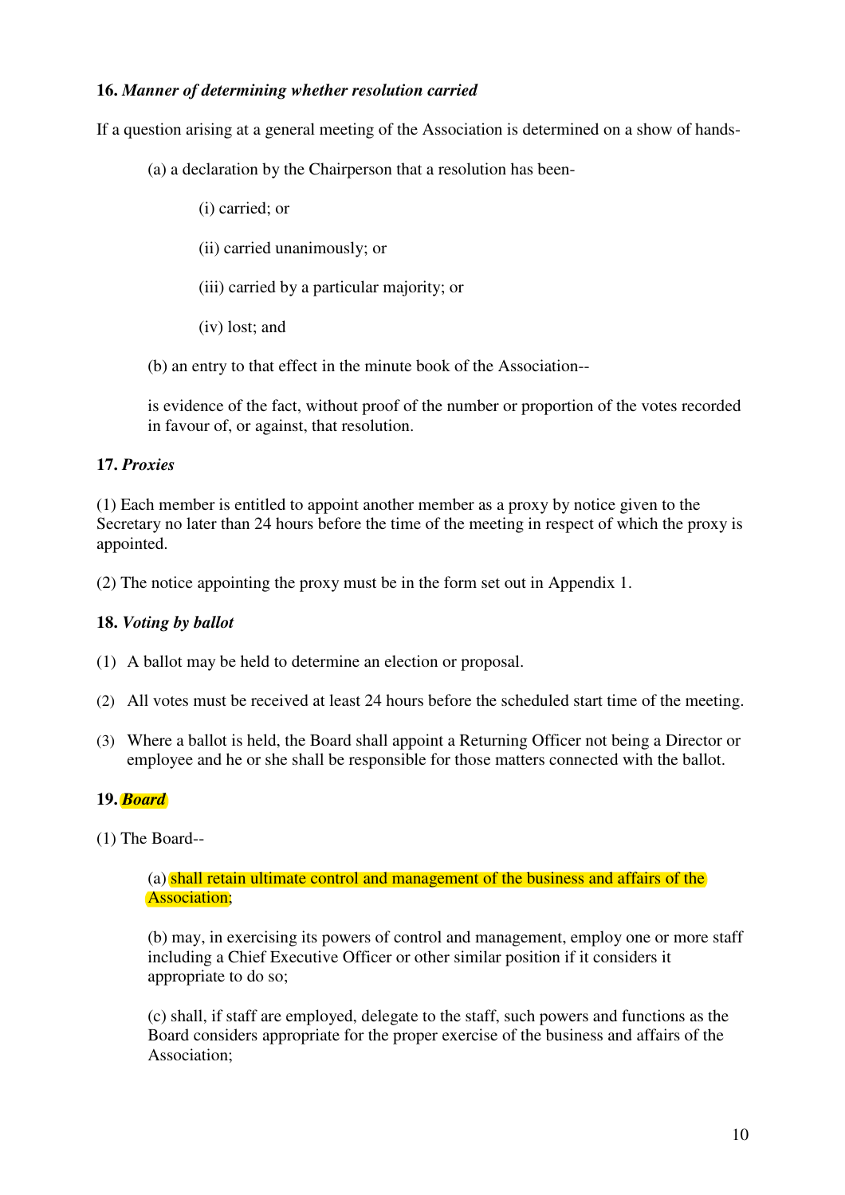**16.** ***Manner of determining whether resolution carried***

If a question arising at a general meeting of the Association is determined on a show of hands-

(a) a declaration by the Chairperson that a resolution has been-

(i) carried; or

(ii) carried unanimously; or

(iii) carried by a particular majority; or

(iv) lost; and

(b) an entry to that effect in the minute book of the Association--

is evidence of the fact, without proof of the number or proportion of the votes recorded in favour of, or against, that resolution.

**17.** ***Proxies***

(1) Each member is entitled to appoint another member as a proxy by notice given to the Secretary no later than 24 hours before the time of the meeting in respect of which the proxy is appointed.

(2) The notice appointing the proxy must be in the form set out in Appendix 1.

**18.** ***Voting by ballot***

(1) A ballot may be held to determine an election or proposal.

(2) All votes must be received at least 24 hours before the scheduled start time of the meeting.

(3) Where a ballot is held, the Board shall appoint a Returning Officer not being a Director or employee and he or she shall be responsible for those matters connected with the ballot.

**19.** ***Board***

(1) The Board--

(a) shall retain ultimate control and management of the business and affairs of the Association;

(b) may, in exercising its powers of control and management, employ one or more staff including a Chief Executive Officer or other similar position if it considers it appropriate to do so;

(c) shall, if staff are employed, delegate to the staff, such powers and functions as the Board considers appropriate for the proper exercise of the business and affairs of the Association;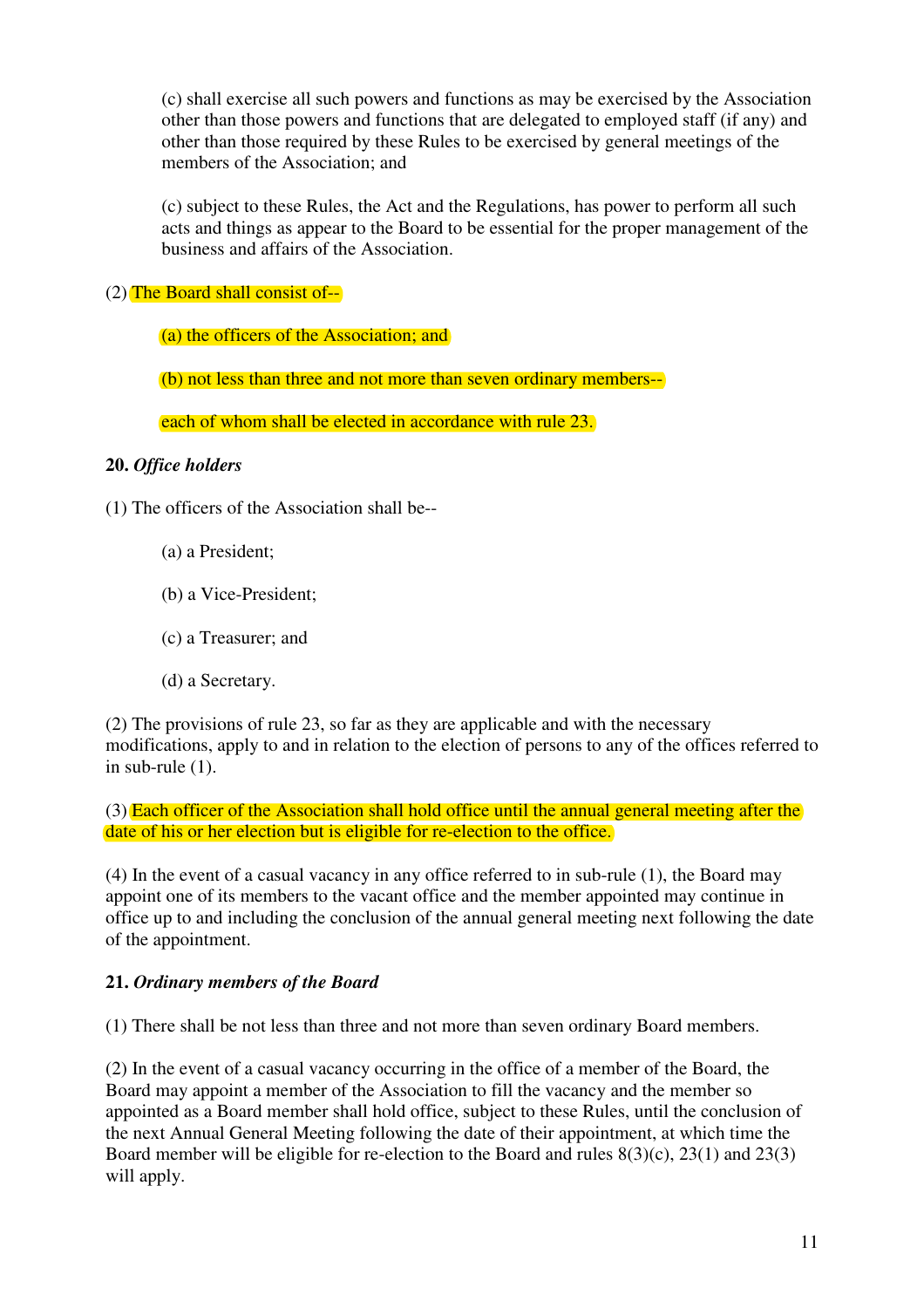(c) shall exercise all such powers and functions as may be exercised by the Association other than those powers and functions that are delegated to employed staff (if any) and other than those required by these Rules to be exercised by general meetings of the members of the Association; and

(c) subject to these Rules, the Act and the Regulations, has power to perform all such acts and things as appear to the Board to be essential for the proper management of the business and affairs of the Association.

(2) The Board shall consist of--

(a) the officers of the Association; and

(b) not less than three and not more than seven ordinary members--

each of whom shall be elected in accordance with rule 23.

**20. *Office holders***

(1) The officers of the Association shall be--

(a) a President;

(b) a Vice-President;

(c) a Treasurer; and

(d) a Secretary.

(2) The provisions of rule 23, so far as they are applicable and with the necessary modifications, apply to and in relation to the election of persons to any of the offices referred to in sub-rule (1).

(3) Each officer of the Association shall hold office until the annual general meeting after the date of his or her election but is eligible for re-election to the office.

(4) In the event of a casual vacancy in any office referred to in sub-rule (1), the Board may appoint one of its members to the vacant office and the member appointed may continue in office up to and including the conclusion of the annual general meeting next following the date of the appointment.

**21. *Ordinary members of the Board***

(1) There shall be not less than three and not more than seven ordinary Board members.

(2) In the event of a casual vacancy occurring in the office of a member of the Board, the Board may appoint a member of the Association to fill the vacancy and the member so appointed as a Board member shall hold office, subject to these Rules, until the conclusion of the next Annual General Meeting following the date of their appointment, at which time the Board member will be eligible for re-election to the Board and rules 8(3)(c), 23(1) and 23(3) will apply.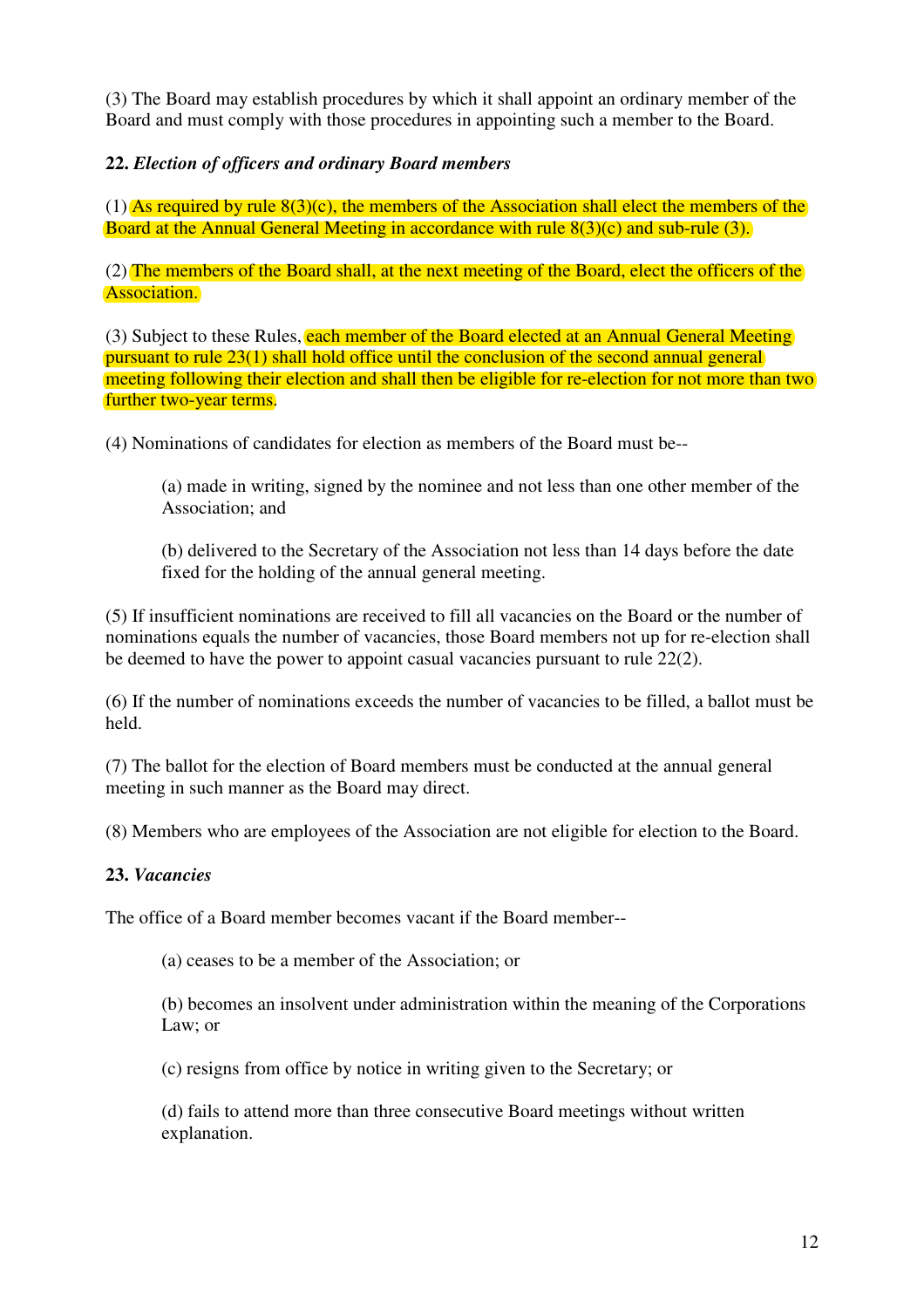(3) The Board may establish procedures by which it shall appoint an ordinary member of the Board and must comply with those procedures in appointing such a member to the Board.

**22.** ***Election of officers and ordinary Board members***

(1) As required by rule 8(3)(c), the members of the Association shall elect the members of the Board at the Annual General Meeting in accordance with rule 8(3)(c) and sub-rule (3).

(2) The members of the Board shall, at the next meeting of the Board, elect the officers of the Association.

(3) Subject to these Rules, each member of the Board elected at an Annual General Meeting pursuant to rule 23(1) shall hold office until the conclusion of the second annual general meeting following their election and shall then be eligible for re-election for not more than two further two-year terms.

(4) Nominations of candidates for election as members of the Board must be--

> (a) made in writing, signed by the nominee and not less than one other member of the Association; and
>
> (b) delivered to the Secretary of the Association not less than 14 days before the date fixed for the holding of the annual general meeting.

(5) If insufficient nominations are received to fill all vacancies on the Board or the number of nominations equals the number of vacancies, those Board members not up for re-election shall be deemed to have the power to appoint casual vacancies pursuant to rule 22(2).

(6) If the number of nominations exceeds the number of vacancies to be filled, a ballot must be held.

(7) The ballot for the election of Board members must be conducted at the annual general meeting in such manner as the Board may direct.

(8) Members who are employees of the Association are not eligible for election to the Board.

**23.** ***Vacancies***

The office of a Board member becomes vacant if the Board member--

> (a) ceases to be a member of the Association; or
>
> (b) becomes an insolvent under administration within the meaning of the Corporations Law; or
>
> (c) resigns from office by notice in writing given to the Secretary; or
>
> (d) fails to attend more than three consecutive Board meetings without written explanation.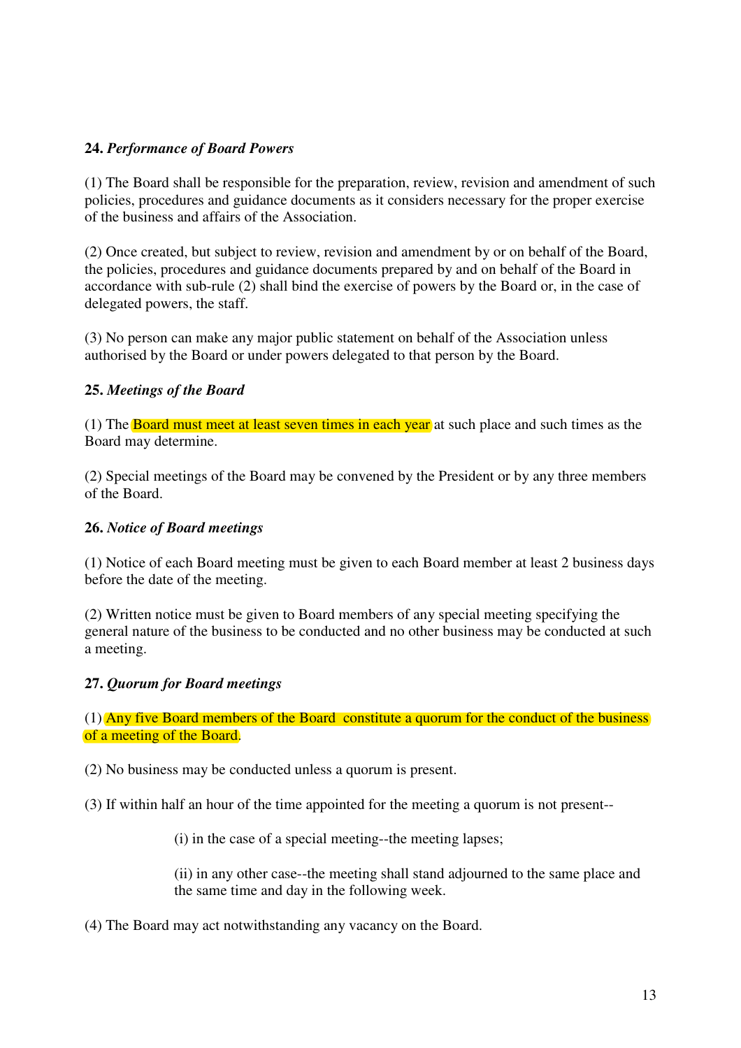**24.** ***Performance of Board Powers***

(1) The Board shall be responsible for the preparation, review, revision and amendment of such policies, procedures and guidance documents as it considers necessary for the proper exercise of the business and affairs of the Association.

(2) Once created, but subject to review, revision and amendment by or on behalf of the Board, the policies, procedures and guidance documents prepared by and on behalf of the Board in accordance with sub-rule (2) shall bind the exercise of powers by the Board or, in the case of delegated powers, the staff.

(3) No person can make any major public statement on behalf of the Association unless authorised by the Board or under powers delegated to that person by the Board.

**25.** ***Meetings of the Board***

(1) The Board must meet at least seven times in each year at such place and such times as the Board may determine.

(2) Special meetings of the Board may be convened by the President or by any three members of the Board.

**26.** ***Notice of Board meetings***

(1) Notice of each Board meeting must be given to each Board member at least 2 business days before the date of the meeting.

(2) Written notice must be given to Board members of any special meeting specifying the general nature of the business to be conducted and no other business may be conducted at such a meeting.

**27.** ***Quorum for Board meetings***

(1) Any five Board members of the Board constitute a quorum for the conduct of the business of a meeting of the Board.

(2) No business may be conducted unless a quorum is present.

(3) If within half an hour of the time appointed for the meeting a quorum is not present--

> (i) in the case of a special meeting--the meeting lapses;
>
> (ii) in any other case--the meeting shall stand adjourned to the same place and the same time and day in the following week.

(4) The Board may act notwithstanding any vacancy on the Board.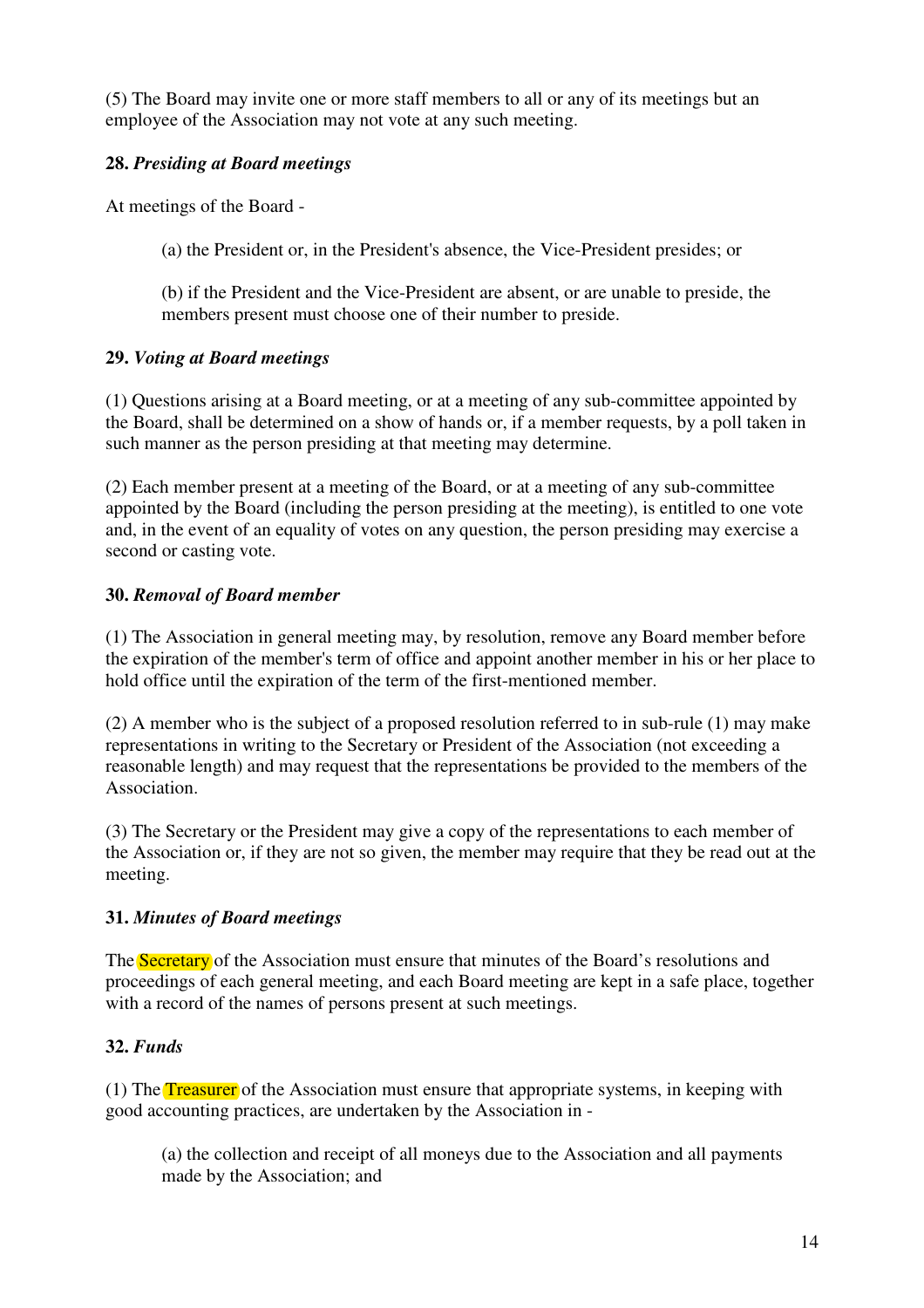(5) The Board may invite one or more staff members to all or any of its meetings but an employee of the Association may not vote at any such meeting.

**28.** ***Presiding at Board meetings***

At meetings of the Board -

(a) the President or, in the President's absence, the Vice-President presides; or

(b) if the President and the Vice-President are absent, or are unable to preside, the members present must choose one of their number to preside.

**29.** ***Voting at Board meetings***

(1) Questions arising at a Board meeting, or at a meeting of any sub-committee appointed by the Board, shall be determined on a show of hands or, if a member requests, by a poll taken in such manner as the person presiding at that meeting may determine.

(2) Each member present at a meeting of the Board, or at a meeting of any sub-committee appointed by the Board (including the person presiding at the meeting), is entitled to one vote and, in the event of an equality of votes on any question, the person presiding may exercise a second or casting vote.

**30.** ***Removal of Board member***

(1) The Association in general meeting may, by resolution, remove any Board member before the expiration of the member's term of office and appoint another member in his or her place to hold office until the expiration of the term of the first-mentioned member.

(2) A member who is the subject of a proposed resolution referred to in sub-rule (1) may make representations in writing to the Secretary or President of the Association (not exceeding a reasonable length) and may request that the representations be provided to the members of the Association.

(3) The Secretary or the President may give a copy of the representations to each member of the Association or, if they are not so given, the member may require that they be read out at the meeting.

**31.** ***Minutes of Board meetings***

The Secretary of the Association must ensure that minutes of the Board's resolutions and proceedings of each general meeting, and each Board meeting are kept in a safe place, together with a record of the names of persons present at such meetings.

**32.** ***Funds***

(1) The Treasurer of the Association must ensure that appropriate systems, in keeping with good accounting practices, are undertaken by the Association in -

(a) the collection and receipt of all moneys due to the Association and all payments made by the Association; and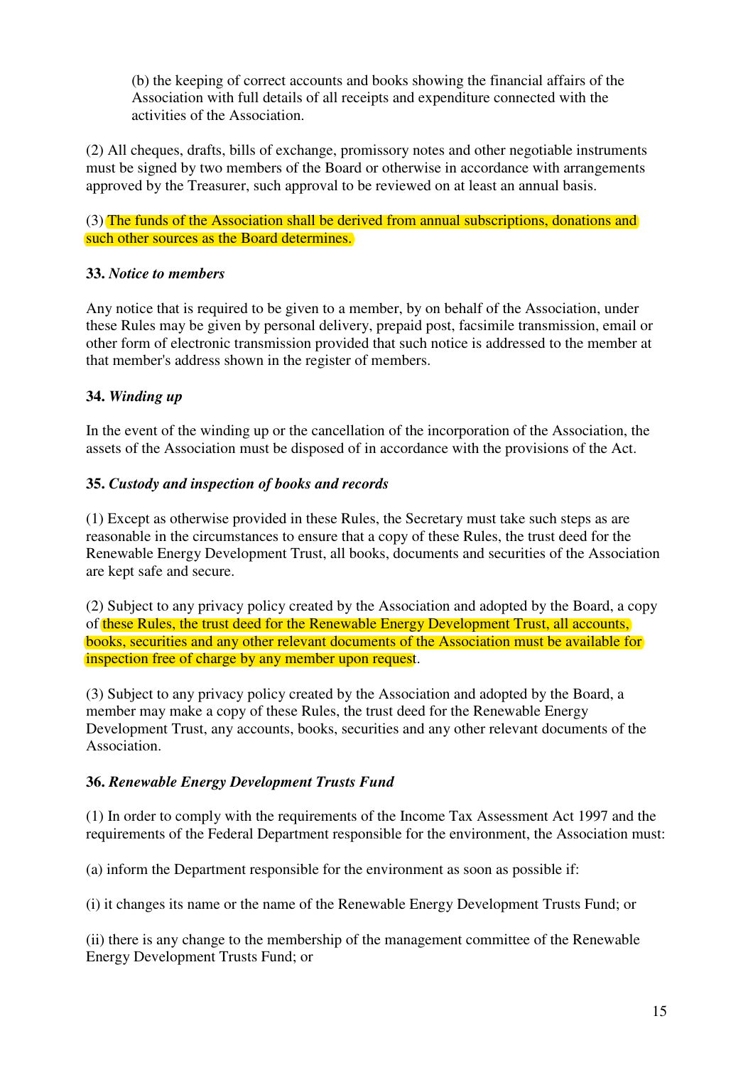(b) the keeping of correct accounts and books showing the financial affairs of the Association with full details of all receipts and expenditure connected with the activities of the Association.

(2) All cheques, drafts, bills of exchange, promissory notes and other negotiable instruments must be signed by two members of the Board or otherwise in accordance with arrangements approved by the Treasurer, such approval to be reviewed on at least an annual basis.

(3) The funds of the Association shall be derived from annual subscriptions, donations and such other sources as the Board determines.

**33.** ***Notice to members***

Any notice that is required to be given to a member, by on behalf of the Association, under these Rules may be given by personal delivery, prepaid post, facsimile transmission, email or other form of electronic transmission provided that such notice is addressed to the member at that member's address shown in the register of members.

**34.** ***Winding up***

In the event of the winding up or the cancellation of the incorporation of the Association, the assets of the Association must be disposed of in accordance with the provisions of the Act.

**35.** ***Custody and inspection of books and records***

(1) Except as otherwise provided in these Rules, the Secretary must take such steps as are reasonable in the circumstances to ensure that a copy of these Rules, the trust deed for the Renewable Energy Development Trust, all books, documents and securities of the Association are kept safe and secure.

(2) Subject to any privacy policy created by the Association and adopted by the Board, a copy of these Rules, the trust deed for the Renewable Energy Development Trust, all accounts, books, securities and any other relevant documents of the Association must be available for inspection free of charge by any member upon request.

(3) Subject to any privacy policy created by the Association and adopted by the Board, a member may make a copy of these Rules, the trust deed for the Renewable Energy Development Trust, any accounts, books, securities and any other relevant documents of the Association.

**36.** ***Renewable Energy Development Trusts Fund***

(1) In order to comply with the requirements of the Income Tax Assessment Act 1997 and the requirements of the Federal Department responsible for the environment, the Association must:

(a) inform the Department responsible for the environment as soon as possible if:

(i) it changes its name or the name of the Renewable Energy Development Trusts Fund; or

(ii) there is any change to the membership of the management committee of the Renewable Energy Development Trusts Fund; or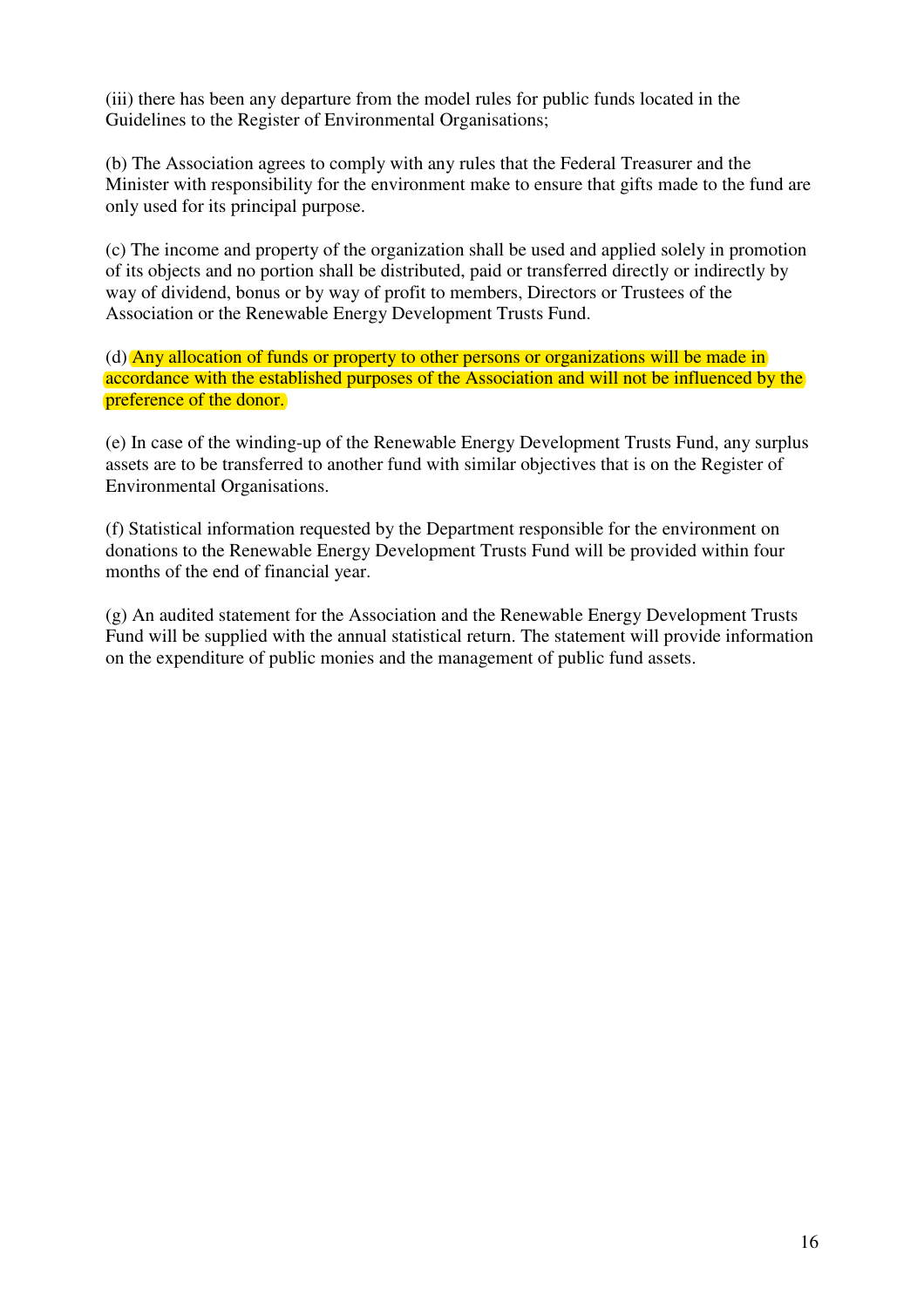(iii) there has been any departure from the model rules for public funds located in the Guidelines to the Register of Environmental Organisations;

(b) The Association agrees to comply with any rules that the Federal Treasurer and the Minister with responsibility for the environment make to ensure that gifts made to the fund are only used for its principal purpose.

(c) The income and property of the organization shall be used and applied solely in promotion of its objects and no portion shall be distributed, paid or transferred directly or indirectly by way of dividend, bonus or by way of profit to members, Directors or Trustees of the Association or the Renewable Energy Development Trusts Fund.

(d) Any allocation of funds or property to other persons or organizations will be made in accordance with the established purposes of the Association and will not be influenced by the preference of the donor.

(e) In case of the winding-up of the Renewable Energy Development Trusts Fund, any surplus assets are to be transferred to another fund with similar objectives that is on the Register of Environmental Organisations.

(f) Statistical information requested by the Department responsible for the environment on donations to the Renewable Energy Development Trusts Fund will be provided within four months of the end of financial year.

(g) An audited statement for the Association and the Renewable Energy Development Trusts Fund will be supplied with the annual statistical return. The statement will provide information on the expenditure of public monies and the management of public fund assets.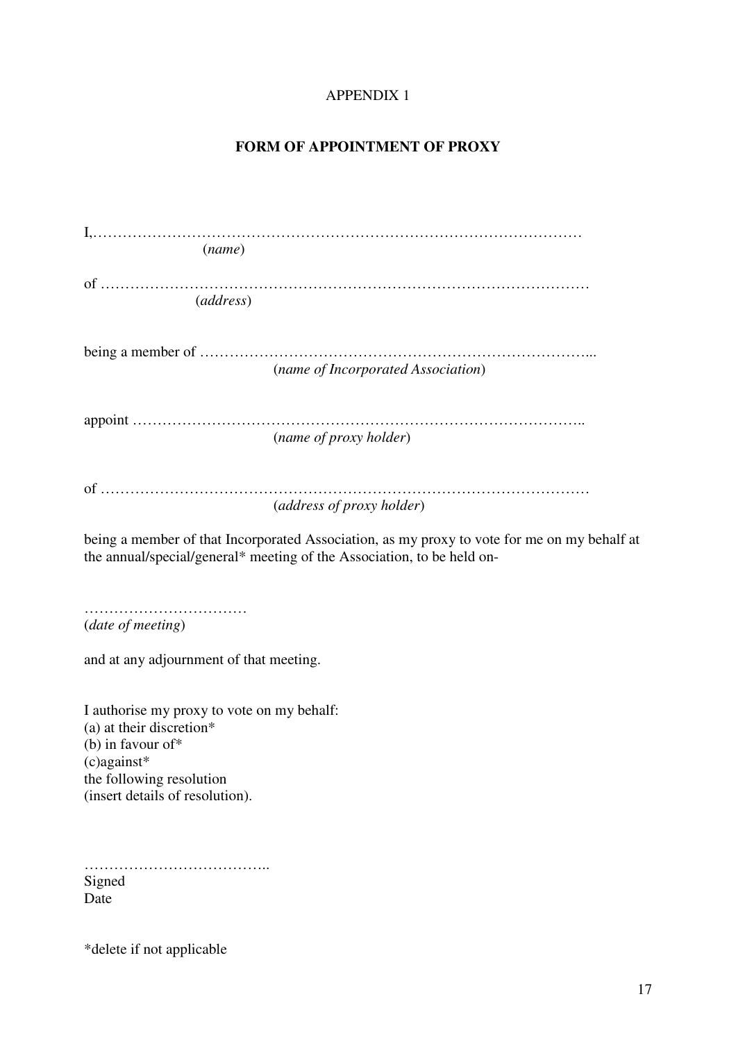APPENDIX 1

## FORM OF APPOINTMENT OF PROXY

I,………………………………………………………………………………………
(*name*)

of ………………………………………………………………………………………
(*address*)

being a member of ……………………………………………………………………...
(*name of Incorporated Association*)

appoint ………………………………………………………………………………..
(*name of proxy holder*)

of ………………………………………………………………………………………
(*address of proxy holder*)

being a member of that Incorporated Association, as my proxy to vote for me on my behalf at the annual/special/general* meeting of the Association, to be held on-

……………………………
(*date of meeting*)

and at any adjournment of that meeting.

I authorise my proxy to vote on my behalf:
(a) at their discretion*
(b) in favour of*
(c)against*
the following resolution
(insert details of resolution).

………………………………..
Signed
Date

*delete if not applicable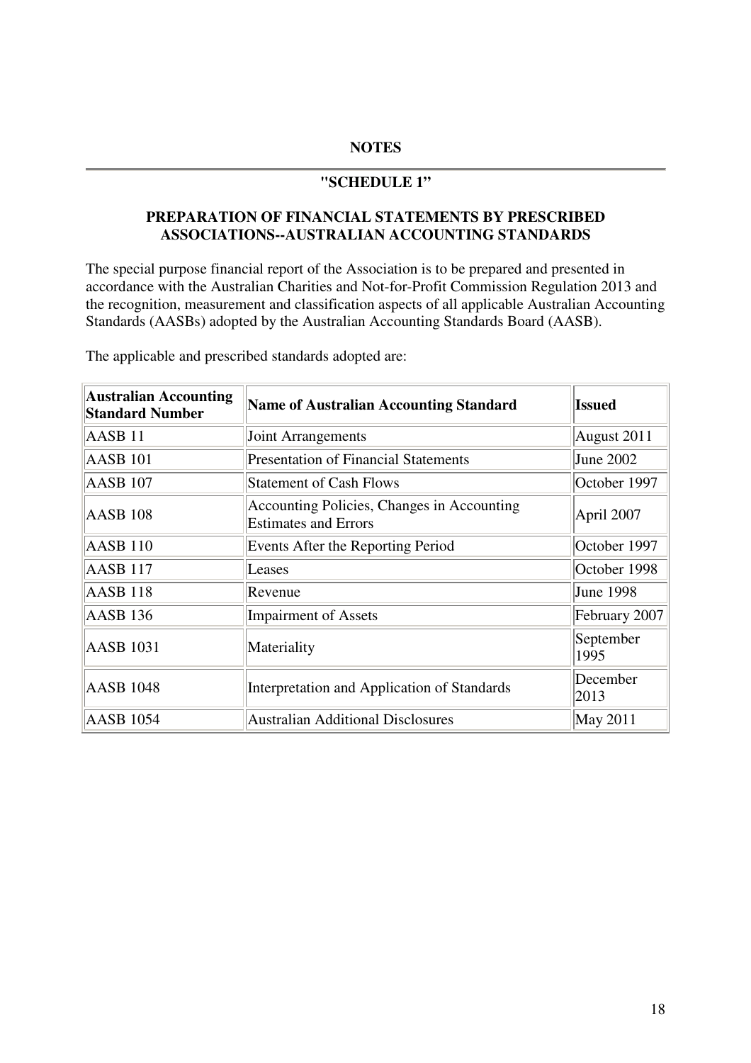**NOTES**

---

**"SCHEDULE 1"**

**PREPARATION OF FINANCIAL STATEMENTS BY PRESCRIBED ASSOCIATIONS--AUSTRALIAN ACCOUNTING STANDARDS**

The special purpose financial report of the Association is to be prepared and presented in accordance with the Australian Charities and Not-for-Profit Commission Regulation 2013 and the recognition, measurement and classification aspects of all applicable Australian Accounting Standards (AASBs) adopted by the Australian Accounting Standards Board (AASB).

The applicable and prescribed standards adopted are:

| Australian Accounting Standard Number | Name of Australian Accounting Standard | Issued |
|---|---|---|
| AASB 11 | Joint Arrangements | August 2011 |
| AASB 101 | Presentation of Financial Statements | June 2002 |
| AASB 107 | Statement of Cash Flows | October 1997 |
| AASB 108 | Accounting Policies, Changes in Accounting Estimates and Errors | April 2007 |
| AASB 110 | Events After the Reporting Period | October 1997 |
| AASB 117 | Leases | October 1998 |
| AASB 118 | Revenue | June 1998 |
| AASB 136 | Impairment of Assets | February 2007 |
| AASB 1031 | Materiality | September 1995 |
| AASB 1048 | Interpretation and Application of Standards | December 2013 |
| AASB 1054 | Australian Additional Disclosures | May 2011 |